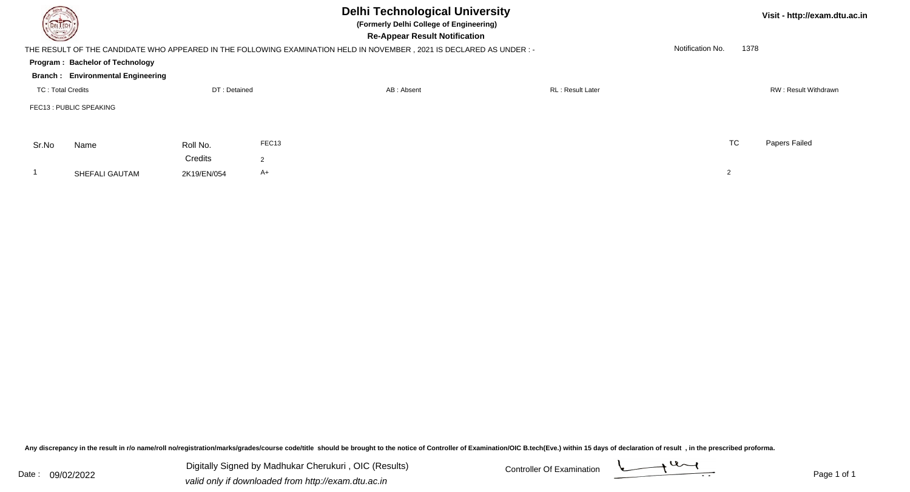# Delhi Technological University

**(Formerly Delhi College of Engineering)**

**Re-Appear Result Notification**

Visit - http://exam.dtu.ac.in

THE RESULT OF THE CANDIDATE WHO APPEARED IN THE FOLLOWING EXAMINATION HELD IN NOVEMBER , 2021 IS DECLARED AS UNDER : -

Notification No. 1378

**Program : Bachelor of Technology**

**Branch : Environmental Engineering**

TC : Total Credits | DT : Detained | AB : Absent | RL : Result Later | RW : Result Withdrawn

FEC13 : PUBLIC SPEAKING

| Sr.No | Name | Roll No. | FEC13 | TC | Papers Failed |
|---|---|---|---|---|---|
| | | Credits | 2 | | |
| 1 | SHEFALI GAUTAM | 2K19/EN/054 | A+ | 2 | |

Any discrepancy in the result in r/o name/roll no/registration/marks/grades/course code/title should be brought to the notice of Controller of Examination/OIC B.tech(Eve.) within 15 days of declaration of result , in the prescribed proforma.

Date : 09/02/2022

Digitally Signed by Madhukar Cherukuri , OIC (Results)
*valid only if downloaded from http://exam.dtu.ac.in*

Controller Of Examination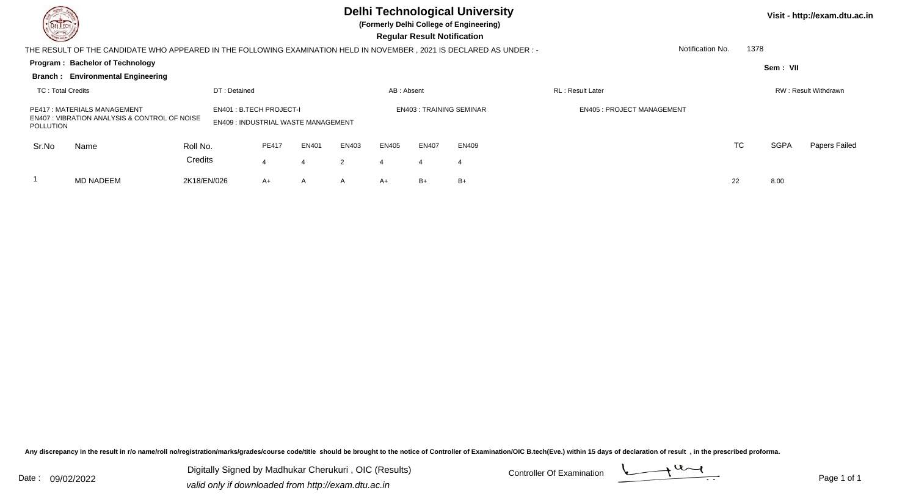# Delhi Technological University

**(Formerly Delhi College of Engineering)**

**Regular Result Notification**

Visit - http://exam.dtu.ac.in

THE RESULT OF THE CANDIDATE WHO APPEARED IN THE FOLLOWING EXAMINATION HELD IN NOVEMBER , 2021 IS DECLARED AS UNDER : -

Notification No. 1378

**Program : Bachelor of Technology**

**Sem : VII**

**Branch : Environmental Engineering**

TC : Total Credits | DT : Detained | AB : Absent | RL : Result Later | RW : Result Withdrawn

PE417 : MATERIALS MANAGEMENT
EN401 : B.TECH PROJECT-I
EN403 : TRAINING SEMINAR
EN405 : PROJECT MANAGEMENT
EN407 : VIBRATION ANALYSIS & CONTROL OF NOISE POLLUTION
EN409 : INDUSTRIAL WASTE MANAGEMENT

| Sr.No | Name | Roll No. | PE417 | EN401 | EN403 | EN405 | EN407 | EN409 | TC | SGPA | Papers Failed |
|---|---|---|---|---|---|---|---|---|---|---|---|
| | | Credits | 4 | 4 | 2 | 4 | 4 | 4 | | | |
| 1 | MD NADEEM | 2K18/EN/026 | A+ | A | A | A+ | B+ | B+ | 22 | 8.00 | |

Any discrepancy in the result in r/o name/roll no/registration/marks/grades/course code/title should be brought to the notice of Controller of Examination/OIC B.tech(Eve.) within 15 days of declaration of result , in the prescribed proforma.

Date : 09/02/2022

Digitally Signed by Madhukar Cherukuri , OIC (Results)
*valid only if downloaded from http://exam.dtu.ac.in*

Controller Of Examination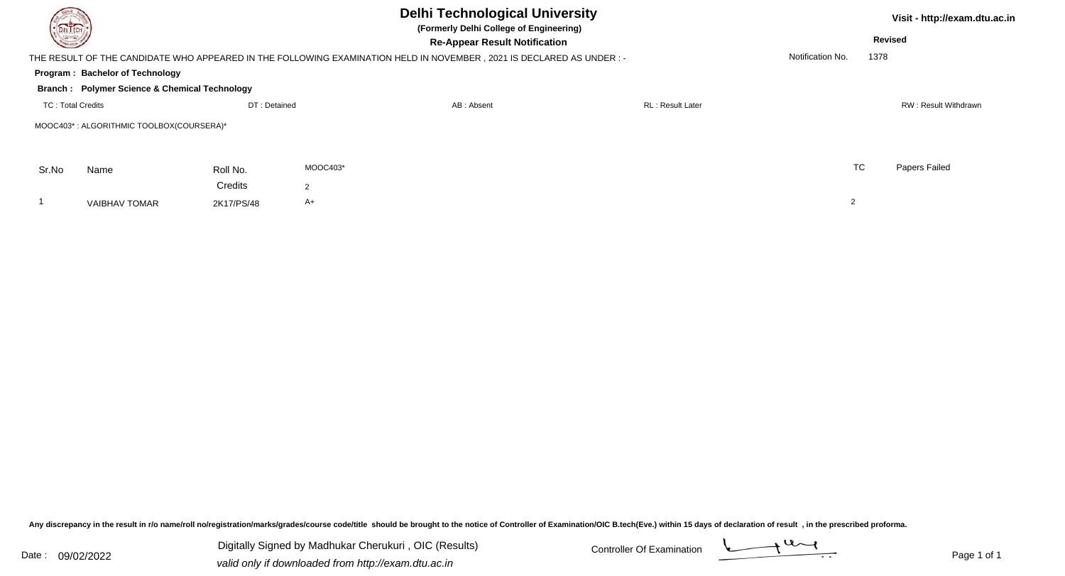# Delhi Technological University

**(Formerly Delhi College of Engineering)**

**Re-Appear Result Notification**

Visit - http://exam.dtu.ac.in

**Revised**

THE RESULT OF THE CANDIDATE WHO APPEARED IN THE FOLLOWING EXAMINATION HELD IN NOVEMBER , 2021 IS DECLARED AS UNDER : -

Notification No. 1378

**Program : Bachelor of Technology**

**Branch : Polymer Science & Chemical Technology**

TC : Total Credits    DT : Detained    AB : Absent    RL : Result Later    RW : Result Withdrawn

MOOC403* : ALGORITHMIC TOOLBOX(COURSERA)*

| Sr.No | Name | Roll No. | MOOC403* | TC | Papers Failed |
|---|---|---|---|---|---|
| | | Credits | 2 | | |
| 1 | VAIBHAV TOMAR | 2K17/PS/48 | A+ | 2 | |

Any discrepancy in the result in r/o name/roll no/registration/marks/grades/course code/title should be brought to the notice of Controller of Examination/OIC B.tech(Eve.) within 15 days of declaration of result , in the prescribed proforma.

Date : 09/02/2022

Digitally Signed by Madhukar Cherukuri , OIC (Results)

*valid only if downloaded from http://exam.dtu.ac.in*

Controller Of Examination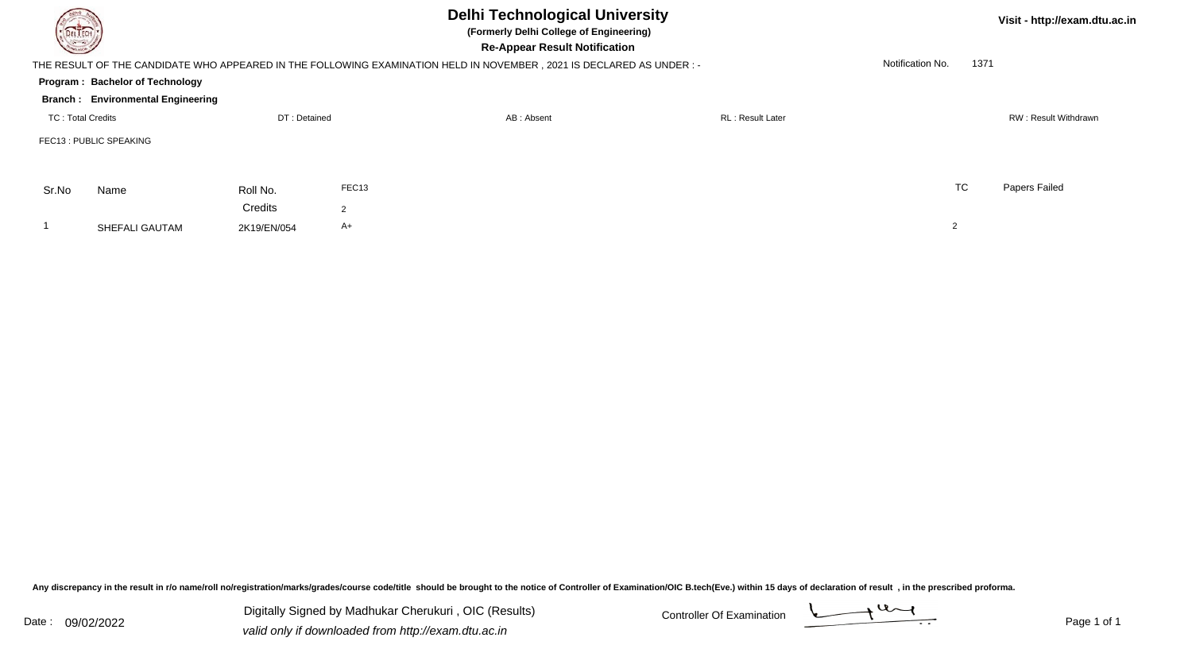# Delhi Technological University

**(Formerly Delhi College of Engineering)**

**Re-Appear Result Notification**

Visit - http://exam.dtu.ac.in

THE RESULT OF THE CANDIDATE WHO APPEARED IN THE FOLLOWING EXAMINATION HELD IN NOVEMBER , 2021 IS DECLARED AS UNDER : -

Notification No. 1371

**Program : Bachelor of Technology**

**Branch : Environmental Engineering**

TC : Total Credits | DT : Detained | AB : Absent | RL : Result Later | RW : Result Withdrawn

FEC13 : PUBLIC SPEAKING

| Sr.No | Name | Roll No. | FEC13 | TC | Papers Failed |
|---|---|---|---|---|---|
| | | Credits | 2 | | |
| 1 | SHEFALI GAUTAM | 2K19/EN/054 | A+ | 2 | |

Any discrepancy in the result in r/o name/roll no/registration/marks/grades/course code/title should be brought to the notice of Controller of Examination/OIC B.tech(Eve.) within 15 days of declaration of result , in the prescribed proforma.

Date : 09/02/2022

Digitally Signed by Madhukar Cherukuri , OIC (Results)

valid only if downloaded from http://exam.dtu.ac.in

Controller Of Examination